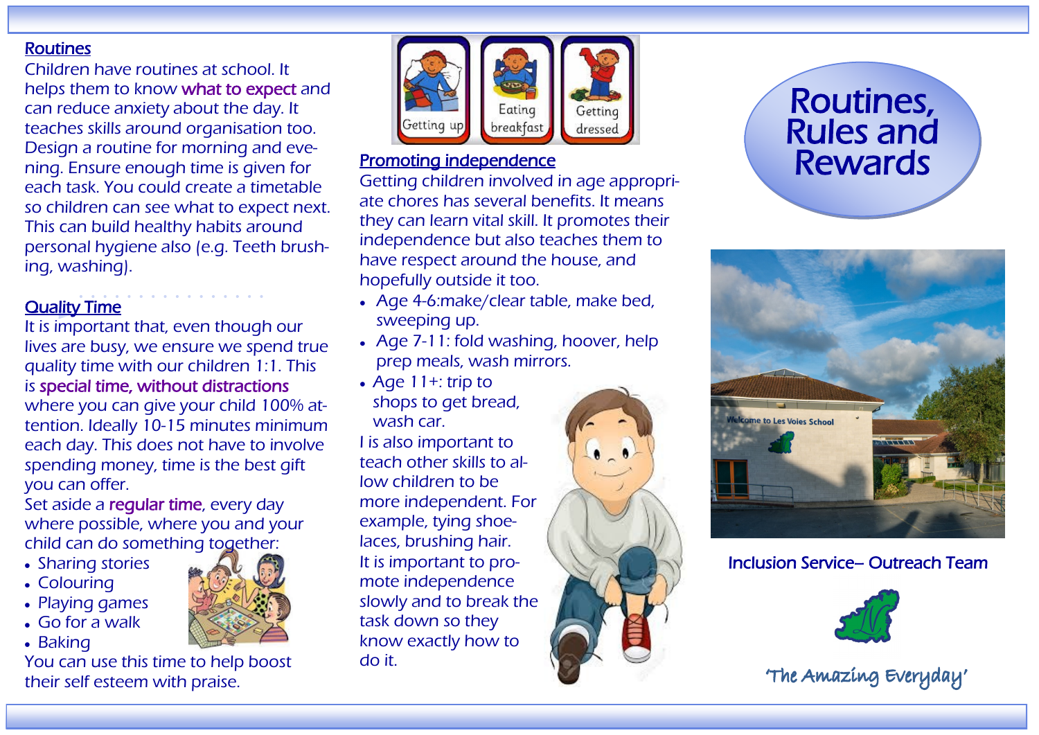## Routines

Children have routines at school. It helps them to know what to expect and can reduce anxiety about the day. It teaches skills around organisation too. Design a routine for morning and evening. Ensure enough time is given for each task. You could create a timetable so children can see what to expect next. This can build healthy habits around personal hygiene also (e.g. Teeth brushing, washing).

## Quality Time

It is important that, even though our lives are busy, we ensure we spend true quality time with our children 1:1. This is special time, without distractions where you can give your child 100% attention. Ideally 10-15 minutes minimum each day. This does not have to involve spending money, time is the best gift you can offer.

Set aside a regular time, every day where possible, where you and your child can do something together:

- Sharing stories
- Colouring
- Playing games
- Go for a walk
- Baking

You can use this time to help boost their self esteem with praise.

Getting up | Eating breakfast | Getting dressed

## Promoting independence

Getting children involved in age appropriate chores has several benefits. It means they can learn vital skill. It promotes their independence but also teaches them to have respect around the house, and hopefully outside it too.

- Age 4-6:make/clear table, make bed, sweeping up.
- Age 7-11: fold washing, hoover, help prep meals, wash mirrors.
- Age 11+: trip to shops to get bread, wash car.

I is also important to teach other skills to allow children to be more independent. For example, tying shoelaces, brushing hair. It is important to promote independence slowly and to break the task down so they know exactly how to do it.

# Routines, Rules and Rewards

Inclusion Service– Outreach Team

'The Amazing Everyday'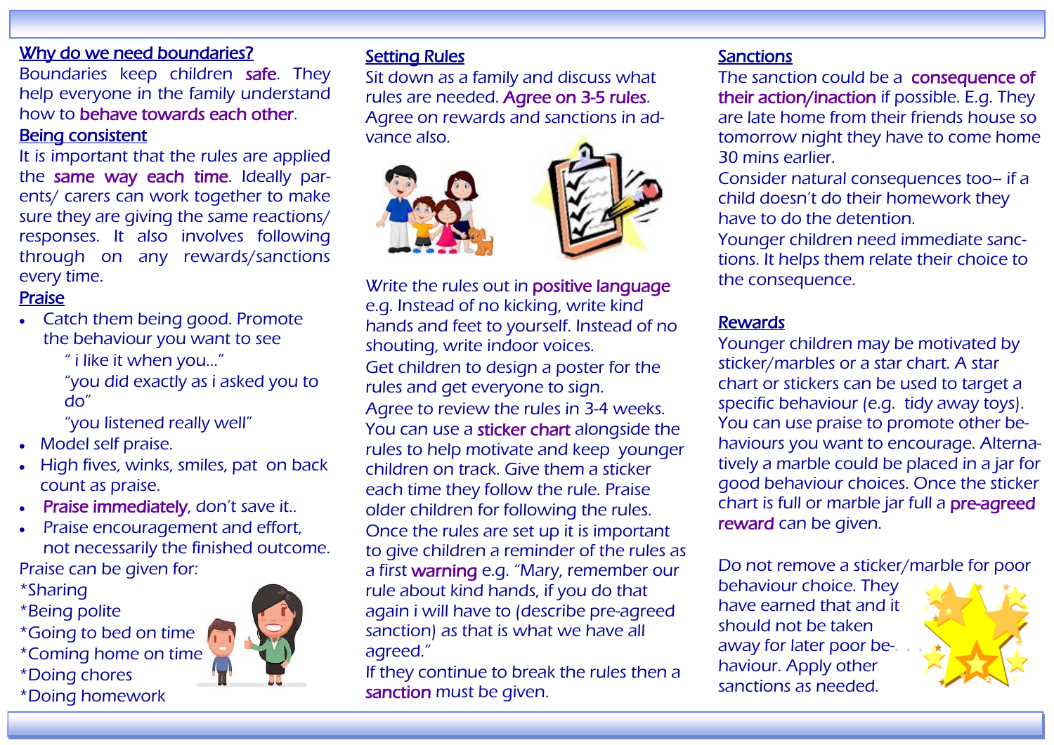## Why do we need boundaries?

Boundaries keep children safe. They help everyone in the family understand how to behave towards each other.

## Being consistent

It is important that the rules are applied the same way each time. Ideally parents/ carers can work together to make sure they are giving the same reactions/ responses. It also involves following through on any rewards/sanctions every time.

## Praise

- Catch them being good. Promote the behaviour you want to see
  " i like it when you…"
  "you did exactly as i asked you to do"
  "you listened really well"
- Model self praise.
- High fives, winks, smiles, pat on back count as praise.
- Praise immediately, don't save it..
- Praise encouragement and effort, not necessarily the finished outcome.

Praise can be given for:

*Sharing
*Being polite
*Going to bed on time
*Coming home on time
*Doing chores
*Doing homework

## Setting Rules

Sit down as a family and discuss what rules are needed. Agree on 3-5 rules. Agree on rewards and sanctions in advance also.

Write the rules out in positive language e.g. Instead of no kicking, write kind hands and feet to yourself. Instead of no shouting, write indoor voices.

Get children to design a poster for the rules and get everyone to sign.

Agree to review the rules in 3-4 weeks.

You can use a sticker chart alongside the rules to help motivate and keep younger children on track. Give them a sticker each time they follow the rule. Praise older children for following the rules.

Once the rules are set up it is important to give children a reminder of the rules as a first warning e.g. "Mary, remember our rule about kind hands, if you do that again i will have to (describe pre-agreed sanction) as that is what we have all agreed."

If they continue to break the rules then a sanction must be given.

## Sanctions

The sanction could be a consequence of their action/inaction if possible. E.g. They are late home from their friends house so tomorrow night they have to come home 30 mins earlier.

Consider natural consequences too– if a child doesn't do their homework they have to do the detention.

Younger children need immediate sanctions. It helps them relate their choice to the consequence.

## Rewards

Younger children may be motivated by sticker/marbles or a star chart. A star chart or stickers can be used to target a specific behaviour (e.g. tidy away toys). You can use praise to promote other behaviours you want to encourage. Alternatively a marble could be placed in a jar for good behaviour choices. Once the sticker chart is full or marble jar full a pre-agreed reward can be given.

Do not remove a sticker/marble for poor behaviour choice. They have earned that and it should not be taken away for later poor behaviour. Apply other sanctions as needed.